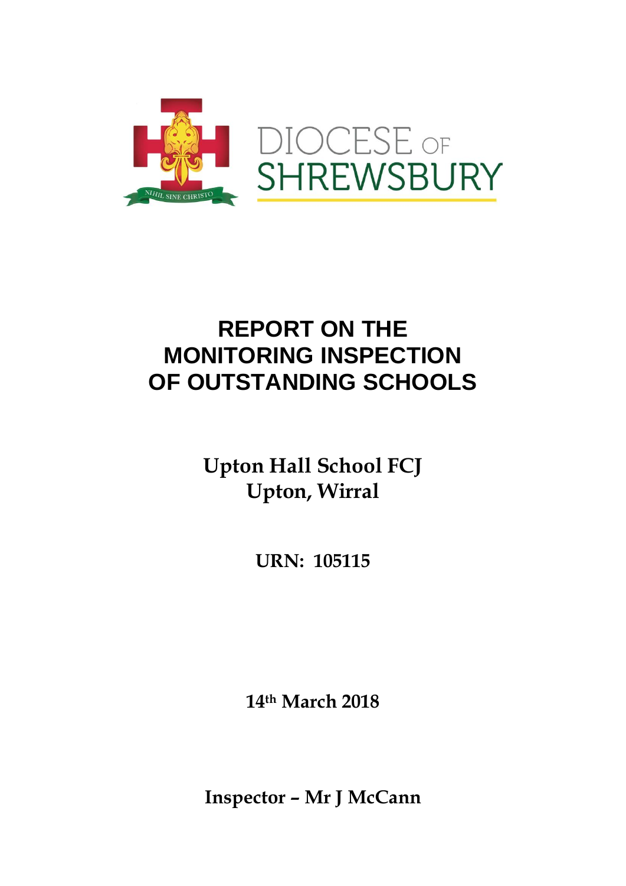DIOCESE OF SHREWSBURY

# REPORT ON THE MONITORING INSPECTION OF OUTSTANDING SCHOOLS

## Upton Hall School FCJ
## Upton, Wirral

**URN: 105115**

**14th March 2018**

**Inspector – Mr J McCann**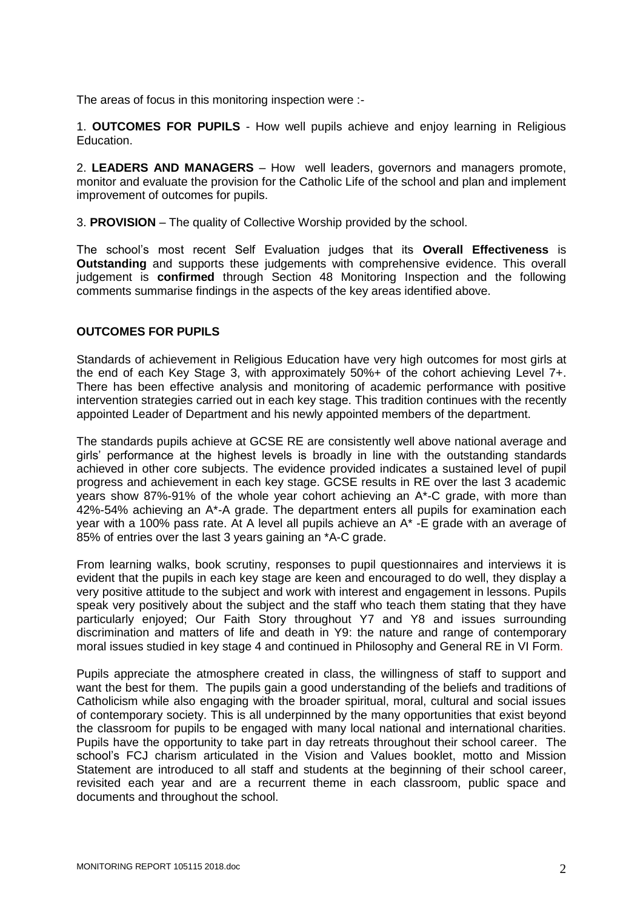The areas of focus in this monitoring inspection were :-

1. **OUTCOMES FOR PUPILS** - How well pupils achieve and enjoy learning in Religious Education.

2. **LEADERS AND MANAGERS** – How well leaders, governors and managers promote, monitor and evaluate the provision for the Catholic Life of the school and plan and implement improvement of outcomes for pupils.

3. **PROVISION** – The quality of Collective Worship provided by the school.

The school's most recent Self Evaluation judges that its **Overall Effectiveness** is **Outstanding** and supports these judgements with comprehensive evidence. This overall judgement is **confirmed** through Section 48 Monitoring Inspection and the following comments summarise findings in the aspects of the key areas identified above.

## OUTCOMES FOR PUPILS

Standards of achievement in Religious Education have very high outcomes for most girls at the end of each Key Stage 3, with approximately 50%+ of the cohort achieving Level 7+. There has been effective analysis and monitoring of academic performance with positive intervention strategies carried out in each key stage. This tradition continues with the recently appointed Leader of Department and his newly appointed members of the department.

The standards pupils achieve at GCSE RE are consistently well above national average and girls' performance at the highest levels is broadly in line with the outstanding standards achieved in other core subjects. The evidence provided indicates a sustained level of pupil progress and achievement in each key stage. GCSE results in RE over the last 3 academic years show 87%-91% of the whole year cohort achieving an A*-C grade, with more than 42%-54% achieving an A*-A grade. The department enters all pupils for examination each year with a 100% pass rate. At A level all pupils achieve an A* -E grade with an average of 85% of entries over the last 3 years gaining an *A-C grade.

From learning walks, book scrutiny, responses to pupil questionnaires and interviews it is evident that the pupils in each key stage are keen and encouraged to do well, they display a very positive attitude to the subject and work with interest and engagement in lessons. Pupils speak very positively about the subject and the staff who teach them stating that they have particularly enjoyed; Our Faith Story throughout Y7 and Y8 and issues surrounding discrimination and matters of life and death in Y9: the nature and range of contemporary moral issues studied in key stage 4 and continued in Philosophy and General RE in VI Form.

Pupils appreciate the atmosphere created in class, the willingness of staff to support and want the best for them. The pupils gain a good understanding of the beliefs and traditions of Catholicism while also engaging with the broader spiritual, moral, cultural and social issues of contemporary society. This is all underpinned by the many opportunities that exist beyond the classroom for pupils to be engaged with many local national and international charities. Pupils have the opportunity to take part in day retreats throughout their school career. The school's FCJ charism articulated in the Vision and Values booklet, motto and Mission Statement are introduced to all staff and students at the beginning of their school career, revisited each year and are a recurrent theme in each classroom, public space and documents and throughout the school.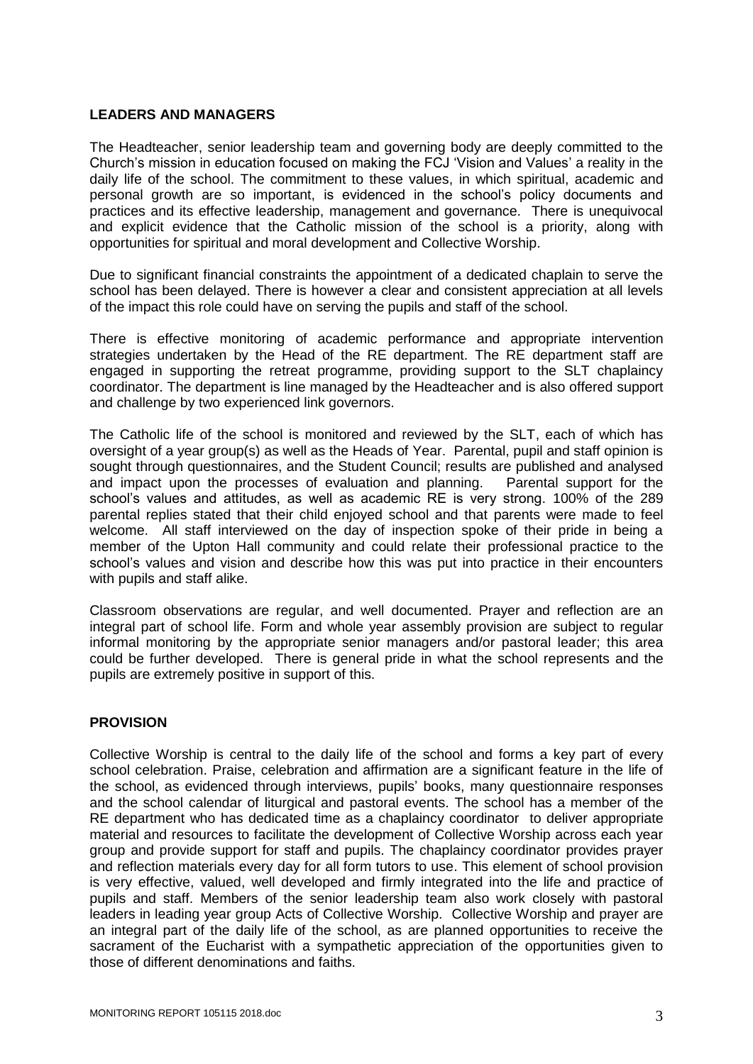## LEADERS AND MANAGERS

The Headteacher, senior leadership team and governing body are deeply committed to the Church's mission in education focused on making the FCJ 'Vision and Values' a reality in the daily life of the school. The commitment to these values, in which spiritual, academic and personal growth are so important, is evidenced in the school's policy documents and practices and its effective leadership, management and governance. There is unequivocal and explicit evidence that the Catholic mission of the school is a priority, along with opportunities for spiritual and moral development and Collective Worship.

Due to significant financial constraints the appointment of a dedicated chaplain to serve the school has been delayed. There is however a clear and consistent appreciation at all levels of the impact this role could have on serving the pupils and staff of the school.

There is effective monitoring of academic performance and appropriate intervention strategies undertaken by the Head of the RE department. The RE department staff are engaged in supporting the retreat programme, providing support to the SLT chaplaincy coordinator. The department is line managed by the Headteacher and is also offered support and challenge by two experienced link governors.

The Catholic life of the school is monitored and reviewed by the SLT, each of which has oversight of a year group(s) as well as the Heads of Year. Parental, pupil and staff opinion is sought through questionnaires, and the Student Council; results are published and analysed and impact upon the processes of evaluation and planning. Parental support for the school's values and attitudes, as well as academic RE is very strong. 100% of the 289 parental replies stated that their child enjoyed school and that parents were made to feel welcome. All staff interviewed on the day of inspection spoke of their pride in being a member of the Upton Hall community and could relate their professional practice to the school's values and vision and describe how this was put into practice in their encounters with pupils and staff alike.

Classroom observations are regular, and well documented. Prayer and reflection are an integral part of school life. Form and whole year assembly provision are subject to regular informal monitoring by the appropriate senior managers and/or pastoral leader; this area could be further developed. There is general pride in what the school represents and the pupils are extremely positive in support of this.

## PROVISION

Collective Worship is central to the daily life of the school and forms a key part of every school celebration. Praise, celebration and affirmation are a significant feature in the life of the school, as evidenced through interviews, pupils' books, many questionnaire responses and the school calendar of liturgical and pastoral events. The school has a member of the RE department who has dedicated time as a chaplaincy coordinator to deliver appropriate material and resources to facilitate the development of Collective Worship across each year group and provide support for staff and pupils. The chaplaincy coordinator provides prayer and reflection materials every day for all form tutors to use. This element of school provision is very effective, valued, well developed and firmly integrated into the life and practice of pupils and staff. Members of the senior leadership team also work closely with pastoral leaders in leading year group Acts of Collective Worship. Collective Worship and prayer are an integral part of the daily life of the school, as are planned opportunities to receive the sacrament of the Eucharist with a sympathetic appreciation of the opportunities given to those of different denominations and faiths.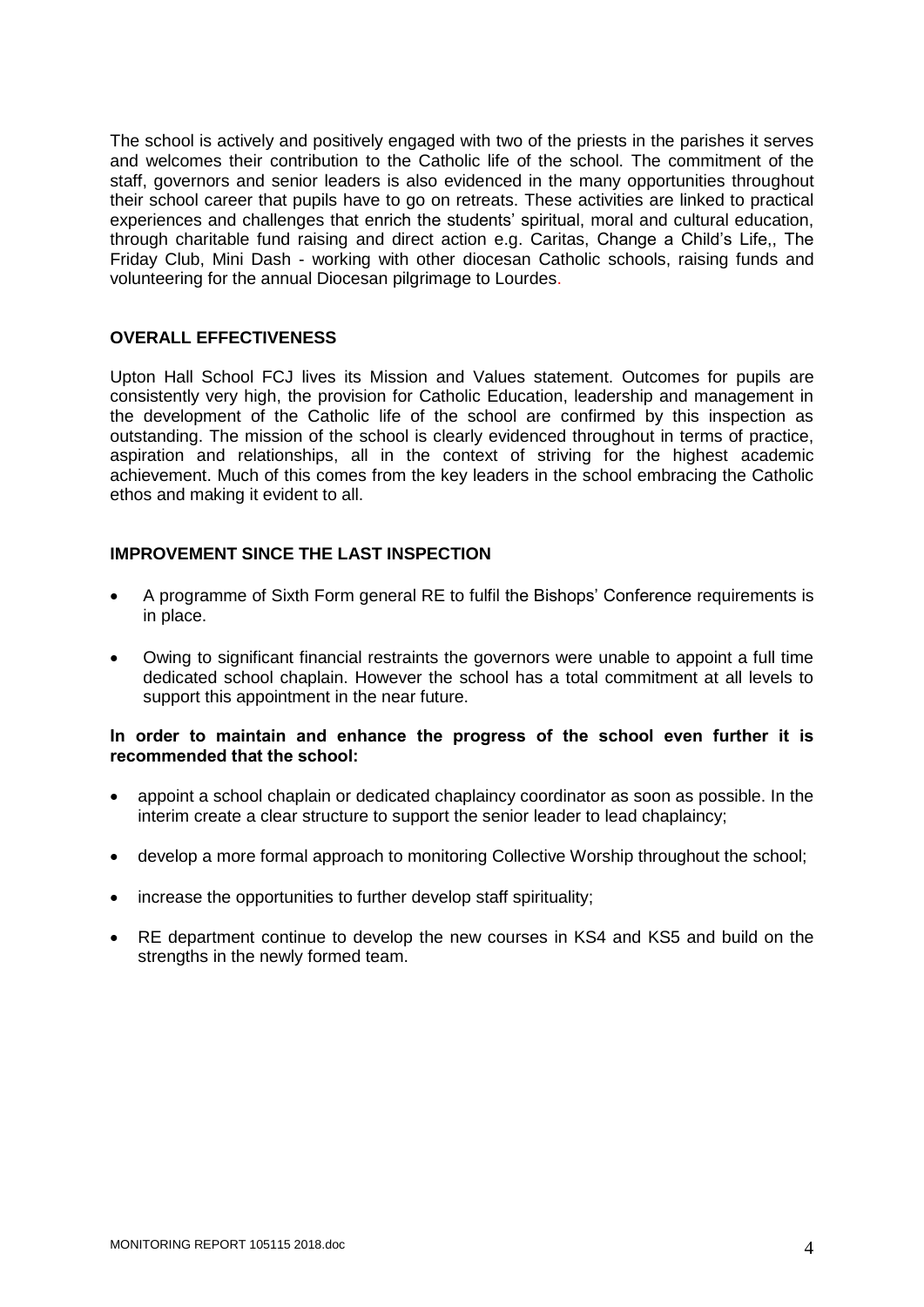The school is actively and positively engaged with two of the priests in the parishes it serves and welcomes their contribution to the Catholic life of the school. The commitment of the staff, governors and senior leaders is also evidenced in the many opportunities throughout their school career that pupils have to go on retreats. These activities are linked to practical experiences and challenges that enrich the students' spiritual, moral and cultural education, through charitable fund raising and direct action e.g. Caritas, Change a Child's Life,, The Friday Club, Mini Dash - working with other diocesan Catholic schools, raising funds and volunteering for the annual Diocesan pilgrimage to Lourdes.

**OVERALL EFFECTIVENESS**

Upton Hall School FCJ lives its Mission and Values statement. Outcomes for pupils are consistently very high, the provision for Catholic Education, leadership and management in the development of the Catholic life of the school are confirmed by this inspection as outstanding. The mission of the school is clearly evidenced throughout in terms of practice, aspiration and relationships, all in the context of striving for the highest academic achievement. Much of this comes from the key leaders in the school embracing the Catholic ethos and making it evident to all.

**IMPROVEMENT SINCE THE LAST INSPECTION**

- A programme of Sixth Form general RE to fulfil the Bishops' Conference requirements is in place.
- Owing to significant financial restraints the governors were unable to appoint a full time dedicated school chaplain. However the school has a total commitment at all levels to support this appointment in the near future.

**In order to maintain and enhance the progress of the school even further it is recommended that the school:**

- appoint a school chaplain or dedicated chaplaincy coordinator as soon as possible. In the interim create a clear structure to support the senior leader to lead chaplaincy;
- develop a more formal approach to monitoring Collective Worship throughout the school;
- increase the opportunities to further develop staff spirituality;
- RE department continue to develop the new courses in KS4 and KS5 and build on the strengths in the newly formed team.